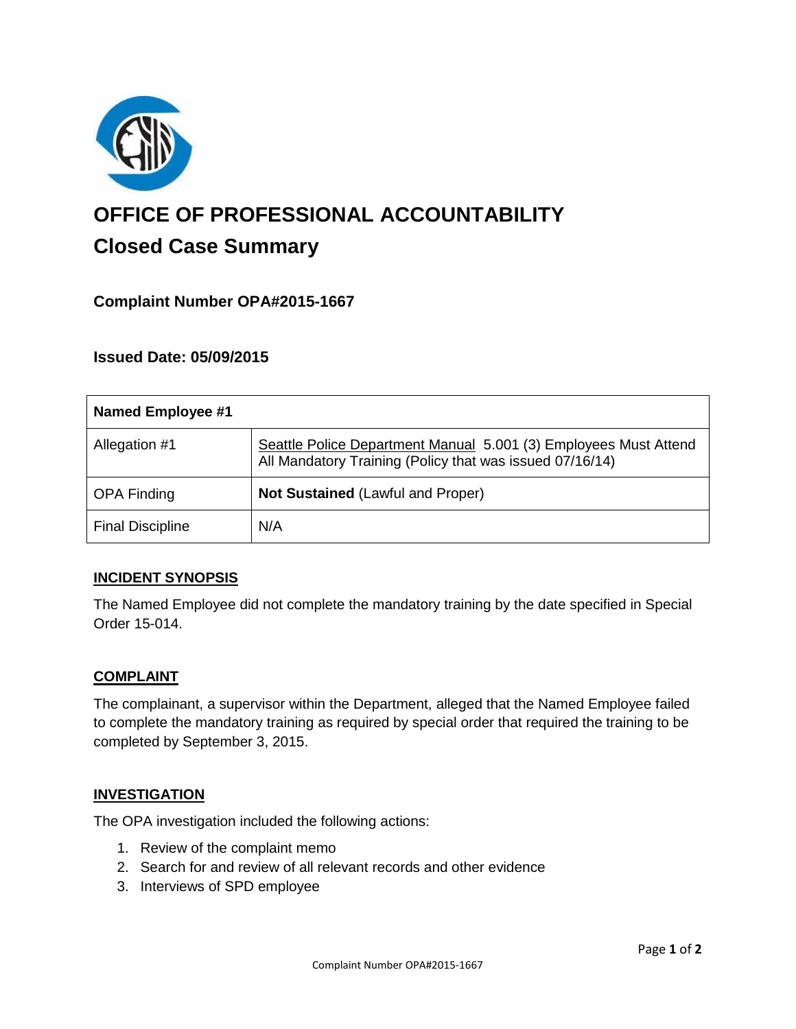# OFFICE OF PROFESSIONAL ACCOUNTABILITY

## Closed Case Summary

### Complaint Number OPA#2015-1667

### Issued Date: 05/09/2015

| Named Employee #1 | |
|---|---|
| Allegation #1 | Seattle Police Department Manual 5.001 (3) Employees Must Attend All Mandatory Training (Policy that was issued 07/16/14) |
| OPA Finding | **Not Sustained** (Lawful and Proper) |
| Final Discipline | N/A |

### INCIDENT SYNOPSIS

The Named Employee did not complete the mandatory training by the date specified in Special Order 15-014.

### COMPLAINT

The complainant, a supervisor within the Department, alleged that the Named Employee failed to complete the mandatory training as required by special order that required the training to be completed by September 3, 2015.

### INVESTIGATION

The OPA investigation included the following actions:

1. Review of the complaint memo
2. Search for and review of all relevant records and other evidence
3. Interviews of SPD employee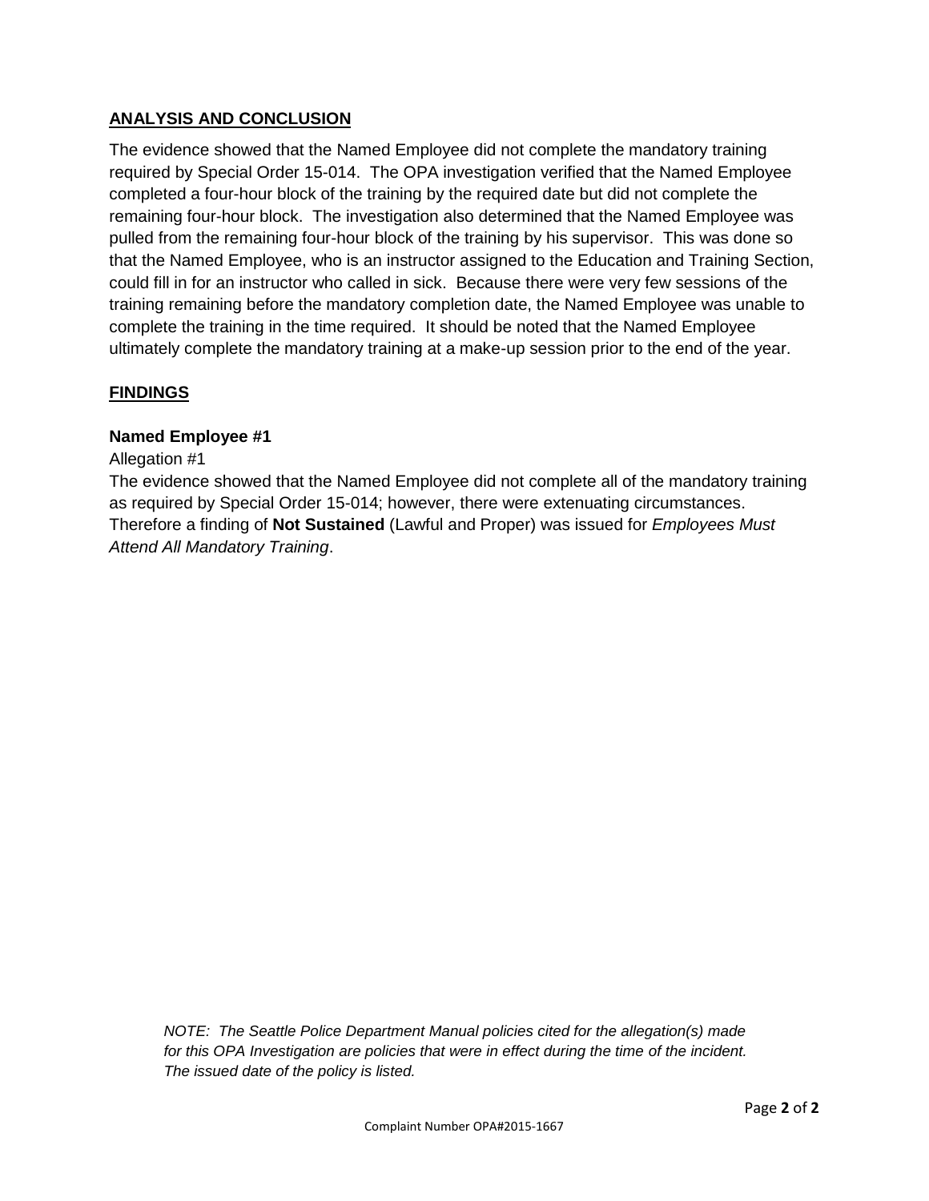## ANALYSIS AND CONCLUSION

The evidence showed that the Named Employee did not complete the mandatory training required by Special Order 15-014. The OPA investigation verified that the Named Employee completed a four-hour block of the training by the required date but did not complete the remaining four-hour block. The investigation also determined that the Named Employee was pulled from the remaining four-hour block of the training by his supervisor. This was done so that the Named Employee, who is an instructor assigned to the Education and Training Section, could fill in for an instructor who called in sick. Because there were very few sessions of the training remaining before the mandatory completion date, the Named Employee was unable to complete the training in the time required. It should be noted that the Named Employee ultimately complete the mandatory training at a make-up session prior to the end of the year.

## FINDINGS

### Named Employee #1

Allegation #1

The evidence showed that the Named Employee did not complete all of the mandatory training as required by Special Order 15-014; however, there were extenuating circumstances. Therefore a finding of **Not Sustained** (Lawful and Proper) was issued for *Employees Must Attend All Mandatory Training*.

*NOTE: The Seattle Police Department Manual policies cited for the allegation(s) made for this OPA Investigation are policies that were in effect during the time of the incident. The issued date of the policy is listed.*

Complaint Number OPA#2015-1667